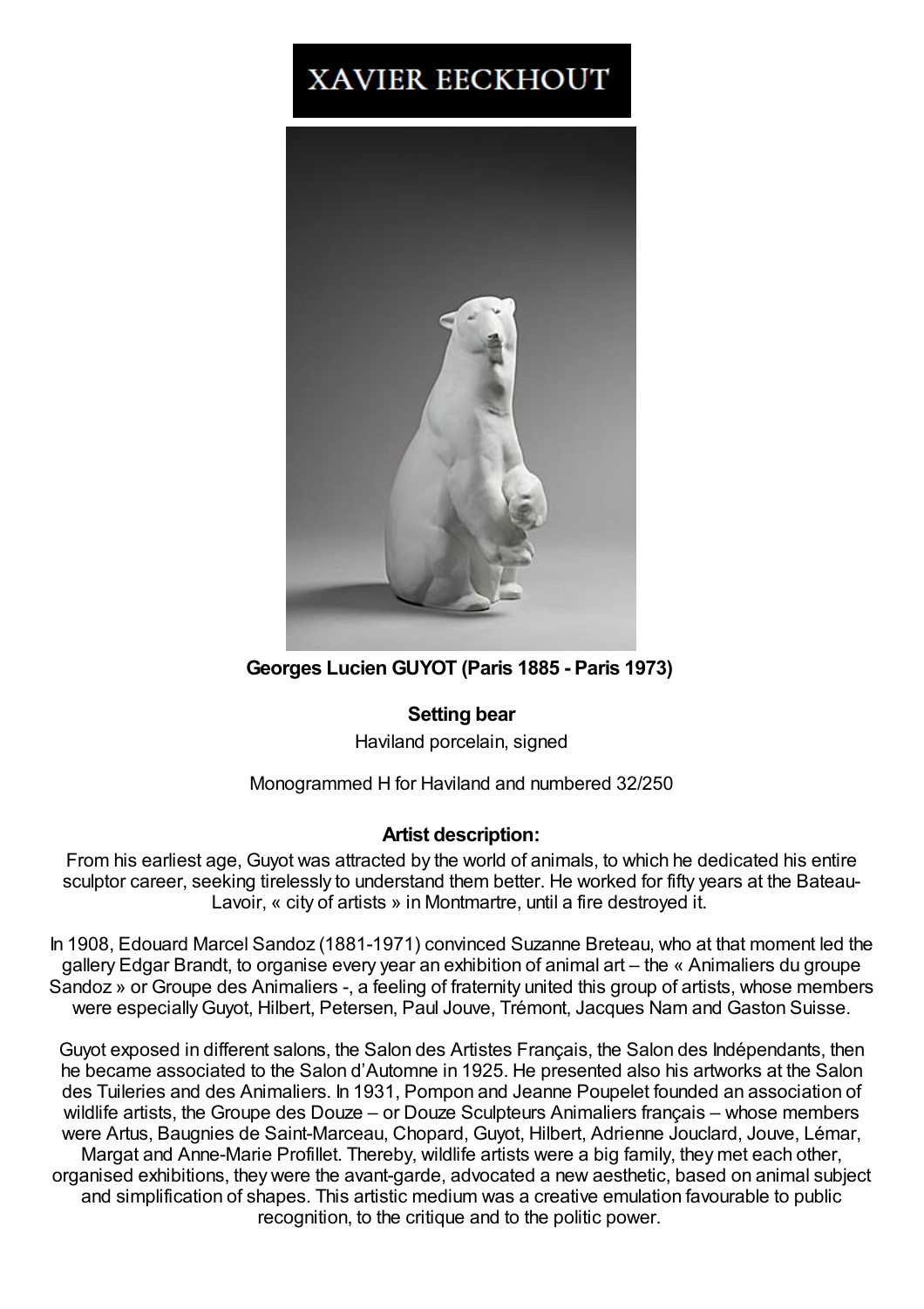# XAVIER EECKHOUT

**Georges Lucien GUYOT (Paris 1885 - Paris 1973)**

**Setting bear**

Haviland porcelain, signed

Monogrammed H for Haviland and numbered 32/250

**Artist description:**

From his earliest age, Guyot was attracted by the world of animals, to which he dedicated his entire sculptor career, seeking tirelessly to understand them better. He worked for fifty years at the Bateau-Lavoir, « city of artists » in Montmartre, until a fire destroyed it.

In 1908, Edouard Marcel Sandoz (1881-1971) convinced Suzanne Breteau, who at that moment led the gallery Edgar Brandt, to organise every year an exhibition of animal art – the « Animaliers du groupe Sandoz » or Groupe des Animaliers -, a feeling of fraternity united this group of artists, whose members were especially Guyot, Hilbert, Petersen, Paul Jouve, Trémont, Jacques Nam and Gaston Suisse.

Guyot exposed in different salons, the Salon des Artistes Français, the Salon des Indépendants, then he became associated to the Salon d'Automne in 1925. He presented also his artworks at the Salon des Tuileries and des Animaliers. In 1931, Pompon and Jeanne Poupelet founded an association of wildlife artists, the Groupe des Douze – or Douze Sculpteurs Animaliers français – whose members were Artus, Baugnies de Saint-Marceau, Chopard, Guyot, Hilbert, Adrienne Jouclard, Jouve, Lémar, Margat and Anne-Marie Profillet. Thereby, wildlife artists were a big family, they met each other, organised exhibitions, they were the avant-garde, advocated a new aesthetic, based on animal subject and simplification of shapes. This artistic medium was a creative emulation favourable to public recognition, to the critique and to the politic power.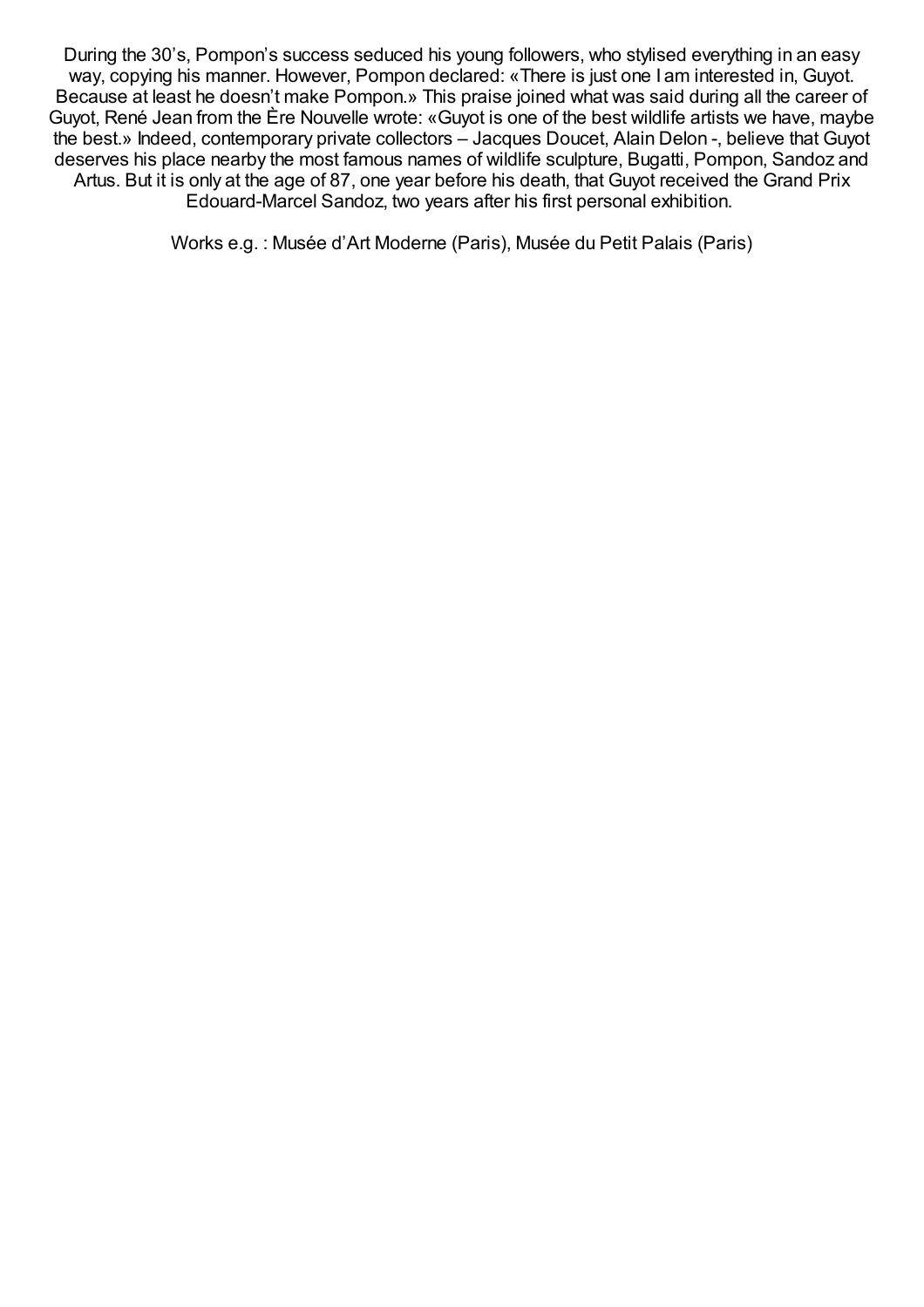During the 30's, Pompon's success seduced his young followers, who stylised everything in an easy way, copying his manner. However, Pompon declared: «There is just one I am interested in, Guyot. Because at least he doesn't make Pompon.» This praise joined what was said during all the career of Guyot, René Jean from the Ère Nouvelle wrote: «Guyot is one of the best wildlife artists we have, maybe the best.» Indeed, contemporary private collectors – Jacques Doucet, Alain Delon -, believe that Guyot deserves his place nearby the most famous names of wildlife sculpture, Bugatti, Pompon, Sandoz and Artus. But it is only at the age of 87, one year before his death, that Guyot received the Grand Prix Edouard-Marcel Sandoz, two years after his first personal exhibition.

Works e.g. : Musée d'Art Moderne (Paris), Musée du Petit Palais (Paris)